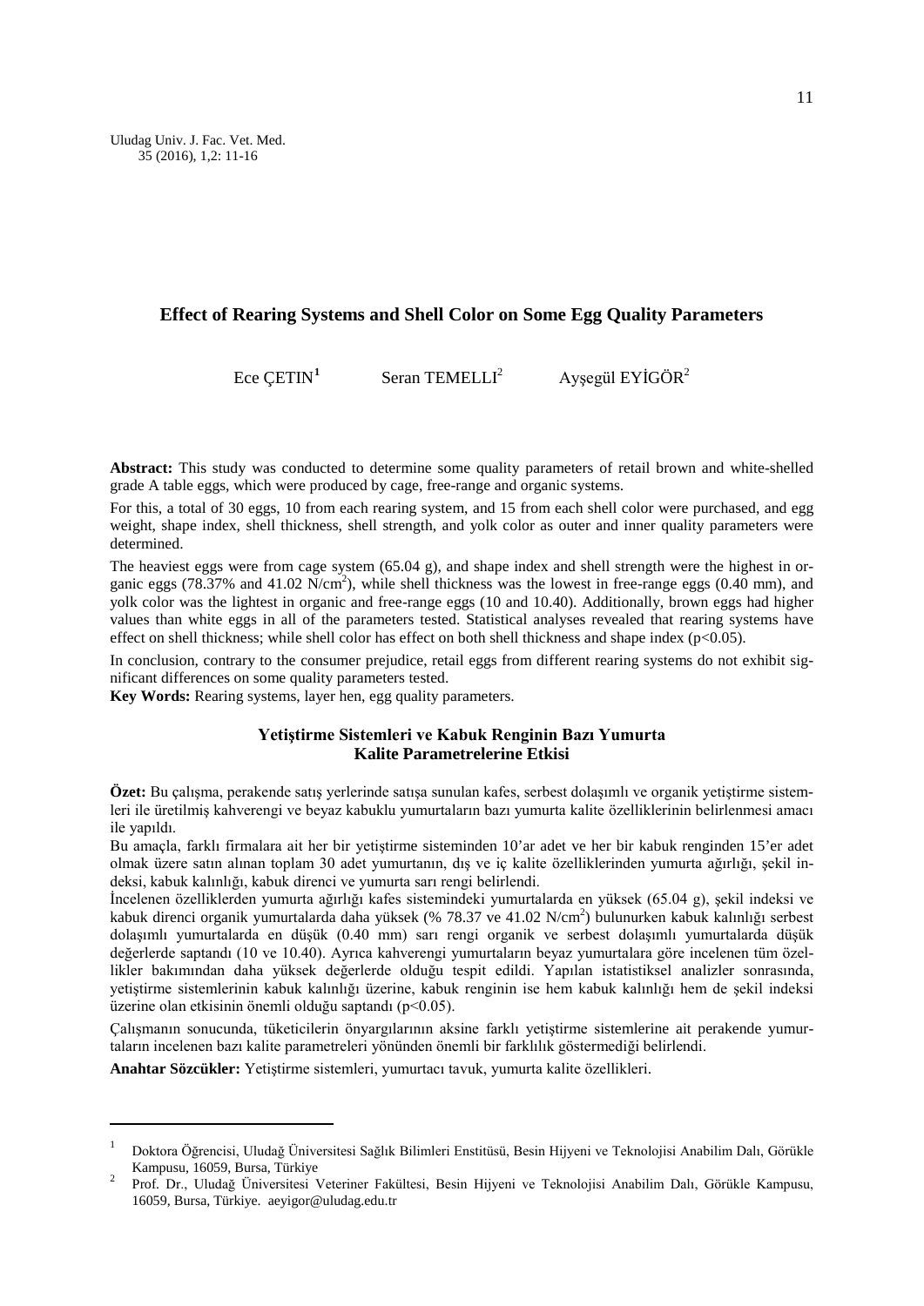# Effect of Rearing Systems and Shell Color on Some Egg Quality Parameters

Ece ÇETIN[1] Seran TEMELLI[2] Ayşegül EYİGÖR[2]

**Abstract:** This study was conducted to determine some quality parameters of retail brown and white-shelled grade A table eggs, which were produced by cage, free-range and organic systems.

For this, a total of 30 eggs, 10 from each rearing system, and 15 from each shell color were purchased, and egg weight, shape index, shell thickness, shell strength, and yolk color as outer and inner quality parameters were determined.

The heaviest eggs were from cage system (65.04 g), and shape index and shell strength were the highest in organic eggs (78.37% and 41.02 N/cm$^2$), while shell thickness was the lowest in free-range eggs (0.40 mm), and yolk color was the lightest in organic and free-range eggs (10 and 10.40). Additionally, brown eggs had higher values than white eggs in all of the parameters tested. Statistical analyses revealed that rearing systems have effect on shell thickness; while shell color has effect on both shell thickness and shape index ($p<0.05$).

In conclusion, contrary to the consumer prejudice, retail eggs from different rearing systems do not exhibit significant differences on some quality parameters tested.

**Key Words:** Rearing systems, layer hen, egg quality parameters.

## Yetiştirme Sistemleri ve Kabuk Renginin Bazı Yumurta Kalite Parametrelerine Etkisi

**Özet:** Bu çalışma, perakende satış yerlerinde satışa sunulan kafes, serbest dolaşımlı ve organik yetiştirme sistemleri ile üretilmiş kahverengi ve beyaz kabuklu yumurtaların bazı yumurta kalite özelliklerinin belirlenmesi amacı ile yapıldı.

Bu amaçla, farklı firmalara ait her bir yetiştirme sisteminden 10'ar adet ve her bir kabuk renginden 15'er adet olmak üzere satın alınan toplam 30 adet yumurtanın, dış ve iç kalite özelliklerinden yumurta ağırlığı, şekil indeksi, kabuk kalınlığı, kabuk direnci ve yumurta sarı rengi belirlendi.

İncelenen özelliklerden yumurta ağırlığı kafes sistemindeki yumurtalarda en yüksek (65.04 g), şekil indeksi ve kabuk direnci organik yumurtalarda daha yüksek (% 78.37 ve 41.02 N/cm$^2$) bulunurken kabuk kalınlığı serbest dolaşımlı yumurtalarda en düşük (0.40 mm) sarı rengi organik ve serbest dolaşımlı yumurtalarda düşük değerlerde saptandı (10 ve 10.40). Ayrıca kahverengi yumurtaların beyaz yumurtalara göre incelenen tüm özellikler bakımından daha yüksek değerlerde olduğu tespit edildi. Yapılan istatistiksel analizler sonrasında, yetiştirme sistemlerinin kabuk kalınlığı üzerine, kabuk renginin ise hem kabuk kalınlığı hem de şekil indeksi üzerine olan etkisinin önemli olduğu saptandı ($p<0.05$).

Çalışmanın sonucunda, tüketicilerin önyargılarının aksine farklı yetiştirme sistemlerine ait perakende yumurtaların incelenen bazı kalite parametreleri yönünden önemli bir farklılık göstermediği belirlendi.

**Anahtar Sözcükler:** Yetiştirme sistemleri, yumurtacı tavuk, yumurta kalite özellikleri.

---

[1] Doktora Öğrencisi, Uludağ Üniversitesi Sağlık Bilimleri Enstitüsü, Besin Hijyeni ve Teknolojisi Anabilim Dalı, Görükle Kampusu, 16059, Bursa, Türkiye

[2] Prof. Dr., Uludağ Üniversitesi Veteriner Fakültesi, Besin Hijyeni ve Teknolojisi Anabilim Dalı, Görükle Kampusu, 16059, Bursa, Türkiye. aeyigor@uludag.edu.tr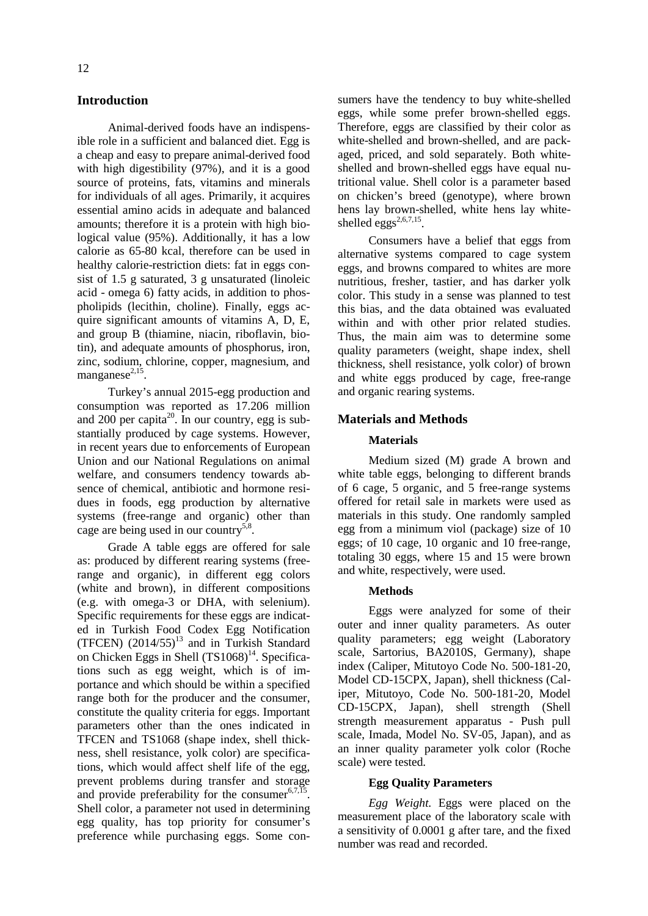## Introduction

Animal-derived foods have an indispensible role in a sufficient and balanced diet. Egg is a cheap and easy to prepare animal-derived food with high digestibility (97%), and it is a good source of proteins, fats, vitamins and minerals for individuals of all ages. Primarily, it acquires essential amino acids in adequate and balanced amounts; therefore it is a protein with high biological value (95%). Additionally, it has a low calorie as 65-80 kcal, therefore can be used in healthy calorie-restriction diets: fat in eggs consist of 1.5 g saturated, 3 g unsaturated (linoleic acid - omega 6) fatty acids, in addition to phospholipids (lecithin, choline). Finally, eggs acquire significant amounts of vitamins A, D, E, and group B (thiamine, niacin, riboflavin, biotin), and adequate amounts of phosphorus, iron, zinc, sodium, chlorine, copper, magnesium, and manganese[2,15].

Turkey's annual 2015-egg production and consumption was reported as 17.206 million and 200 per capita[20]. In our country, egg is substantially produced by cage systems. However, in recent years due to enforcements of European Union and our National Regulations on animal welfare, and consumers tendency towards absence of chemical, antibiotic and hormone residues in foods, egg production by alternative systems (free-range and organic) other than cage are being used in our country[5,8].

Grade A table eggs are offered for sale as: produced by different rearing systems (free-range and organic), in different egg colors (white and brown), in different compositions (e.g. with omega-3 or DHA, with selenium). Specific requirements for these eggs are indicated in Turkish Food Codex Egg Notification (TFCEN) (2014/55)[13] and in Turkish Standard on Chicken Eggs in Shell (TS1068)[14]. Specifications such as egg weight, which is of importance and which should be within a specified range both for the producer and the consumer, constitute the quality criteria for eggs. Important parameters other than the ones indicated in TFCEN and TS1068 (shape index, shell thickness, shell resistance, yolk color) are specifications, which would affect shelf life of the egg, prevent problems during transfer and storage and provide preferability for the consumer[6,7,15]. Shell color, a parameter not used in determining egg quality, has top priority for consumer's preference while purchasing eggs. Some consumers have the tendency to buy white-shelled eggs, while some prefer brown-shelled eggs. Therefore, eggs are classified by their color as white-shelled and brown-shelled, and are packaged, priced, and sold separately. Both white-shelled and brown-shelled eggs have equal nutritional value. Shell color is a parameter based on chicken's breed (genotype), where brown hens lay brown-shelled, white hens lay white-shelled eggs[2,6,7,15].

Consumers have a belief that eggs from alternative systems compared to cage system eggs, and browns compared to whites are more nutritious, fresher, tastier, and has darker yolk color. This study in a sense was planned to test this bias, and the data obtained was evaluated within and with other prior related studies. Thus, the main aim was to determine some quality parameters (weight, shape index, shell thickness, shell resistance, yolk color) of brown and white eggs produced by cage, free-range and organic rearing systems.

## Materials and Methods

### Materials

Medium sized (M) grade A brown and white table eggs, belonging to different brands of 6 cage, 5 organic, and 5 free-range systems offered for retail sale in markets were used as materials in this study. One randomly sampled egg from a minimum viol (package) size of 10 eggs; of 10 cage, 10 organic and 10 free-range, totaling 30 eggs, where 15 and 15 were brown and white, respectively, were used.

### Methods

Eggs were analyzed for some of their outer and inner quality parameters. As outer quality parameters; egg weight (Laboratory scale, Sartorius, BA2010S, Germany), shape index (Caliper, Mitutoyo Code No. 500-181-20, Model CD-15CPX, Japan), shell thickness (Caliper, Mitutoyo, Code No. 500-181-20, Model CD-15CPX, Japan), shell strength (Shell strength measurement apparatus - Push pull scale, Imada, Model No. SV-05, Japan), and as an inner quality parameter yolk color (Roche scale) were tested.

### Egg Quality Parameters

*Egg Weight.* Eggs were placed on the measurement place of the laboratory scale with a sensitivity of 0.0001 g after tare, and the fixed number was read and recorded.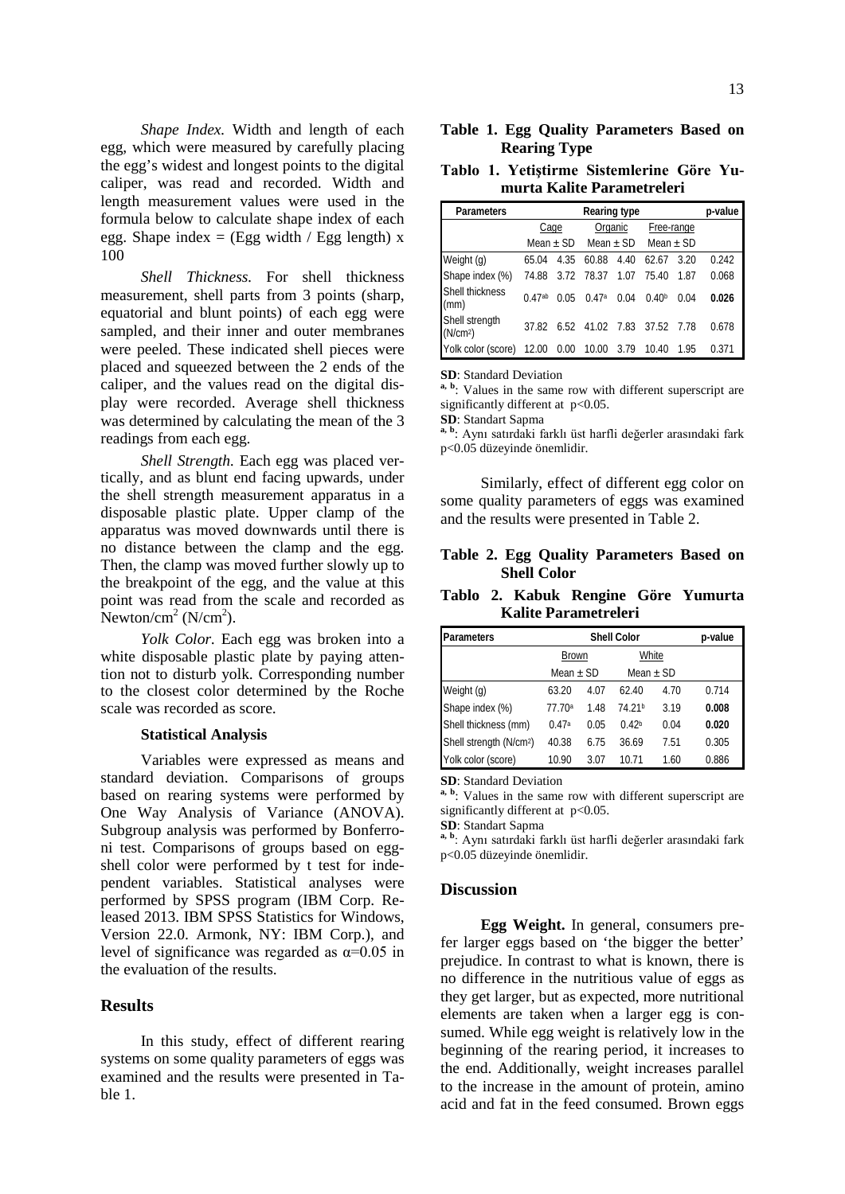*Shape Index.* Width and length of each egg, which were measured by carefully placing the egg's widest and longest points to the digital caliper, was read and recorded. Width and length measurement values were used in the formula below to calculate shape index of each egg. Shape index = (Egg width / Egg length) x 100

*Shell Thickness.* For shell thickness measurement, shell parts from 3 points (sharp, equatorial and blunt points) of each egg were sampled, and their inner and outer membranes were peeled. These indicated shell pieces were placed and squeezed between the 2 ends of the caliper, and the values read on the digital display were recorded. Average shell thickness was determined by calculating the mean of the 3 readings from each egg.

*Shell Strength.* Each egg was placed vertically, and as blunt end facing upwards, under the shell strength measurement apparatus in a disposable plastic plate. Upper clamp of the apparatus was moved downwards until there is no distance between the clamp and the egg. Then, the clamp was moved further slowly up to the breakpoint of the egg, and the value at this point was read from the scale and recorded as Newton/cm$^2$ (N/cm$^2$).

*Yolk Color.* Each egg was broken into a white disposable plastic plate by paying attention not to disturb yolk. Corresponding number to the closest color determined by the Roche scale was recorded as score.

**Statistical Analysis**

Variables were expressed as means and standard deviation. Comparisons of groups based on rearing systems were performed by One Way Analysis of Variance (ANOVA). Subgroup analysis was performed by Bonferroni test. Comparisons of groups based on eggshell color were performed by t test for independent variables. Statistical analyses were performed by SPSS program (IBM Corp. Released 2013. IBM SPSS Statistics for Windows, Version 22.0. Armonk, NY: IBM Corp.), and level of significance was regarded as $\alpha$=0.05 in the evaluation of the results.

## Results

In this study, effect of different rearing systems on some quality parameters of eggs was examined and the results were presented in Table 1.

**Table 1. Egg Quality Parameters Based on Rearing Type**

**Tablo 1. Yetiştirme Sistemlerine Göre Yumurta Kalite Parametreleri**

| Parameters | Rearing type | | | | | | p-value |
|---|---|---|---|---|---|---|---|
| | Cage | | Organic | | Free-range | | |
| | Mean ± SD | | Mean ± SD | | Mean ± SD | | |
| Weight (g) | 65.04 | 4.35 | 60.88 | 4.40 | 62.67 | 3.20 | 0.242 |
| Shape index (%) | 74.88 | 3.72 | 78.37 | 1.07 | 75.40 | 1.87 | 0.068 |
| Shell thickness (mm) | 0.47$^{ab}$ | 0.05 | 0.47$^{a}$ | 0.04 | 0.40$^{b}$ | 0.04 | **0.026** |
| Shell strength (N/cm$^2$) | 37.82 | 6.52 | 41.02 | 7.83 | 37.52 | 7.78 | 0.678 |
| Yolk color (score) | 12.00 | 0.00 | 10.00 | 3.79 | 10.40 | 1.95 | 0.371 |

**SD**: Standard Deviation
$^{a, b}$: Values in the same row with different superscript are significantly different at $p<0.05$.
**SD**: Standart Sapma
$^{a, b}$: Aynı satırdaki farklı üst harfli değerler arasındaki fark p<0.05 düzeyinde önemlidir.

Similarly, effect of different egg color on some quality parameters of eggs was examined and the results were presented in Table 2.

**Table 2. Egg Quality Parameters Based on Shell Color**

**Tablo 2. Kabuk Rengine Göre Yumurta Kalite Parametreleri**

| Parameters | Shell Color | | | | p-value |
|---|---|---|---|---|---|
| | Brown | | White | | |
| | Mean ± SD | | Mean ± SD | | |
| Weight (g) | 63.20 | 4.07 | 62.40 | 4.70 | 0.714 |
| Shape index (%) | 77.70$^{a}$ | 1.48 | 74.21$^{b}$ | 3.19 | **0.008** |
| Shell thickness (mm) | 0.47$^{a}$ | 0.05 | 0.42$^{b}$ | 0.04 | **0.020** |
| Shell strength (N/cm$^2$) | 40.38 | 6.75 | 36.69 | 7.51 | 0.305 |
| Yolk color (score) | 10.90 | 3.07 | 10.71 | 1.60 | 0.886 |

**SD**: Standard Deviation
$^{a, b}$: Values in the same row with different superscript are significantly different at $p<0.05$.
**SD**: Standart Sapma
$^{a, b}$: Aynı satırdaki farklı üst harfli değerler arasındaki fark p<0.05 düzeyinde önemlidir.

## Discussion

**Egg Weight.** In general, consumers prefer larger eggs based on 'the bigger the better' prejudice. In contrast to what is known, there is no difference in the nutritious value of eggs as they get larger, but as expected, more nutritional elements are taken when a larger egg is consumed. While egg weight is relatively low in the beginning of the rearing period, it increases to the end. Additionally, weight increases parallel to the increase in the amount of protein, amino acid and fat in the feed consumed. Brown eggs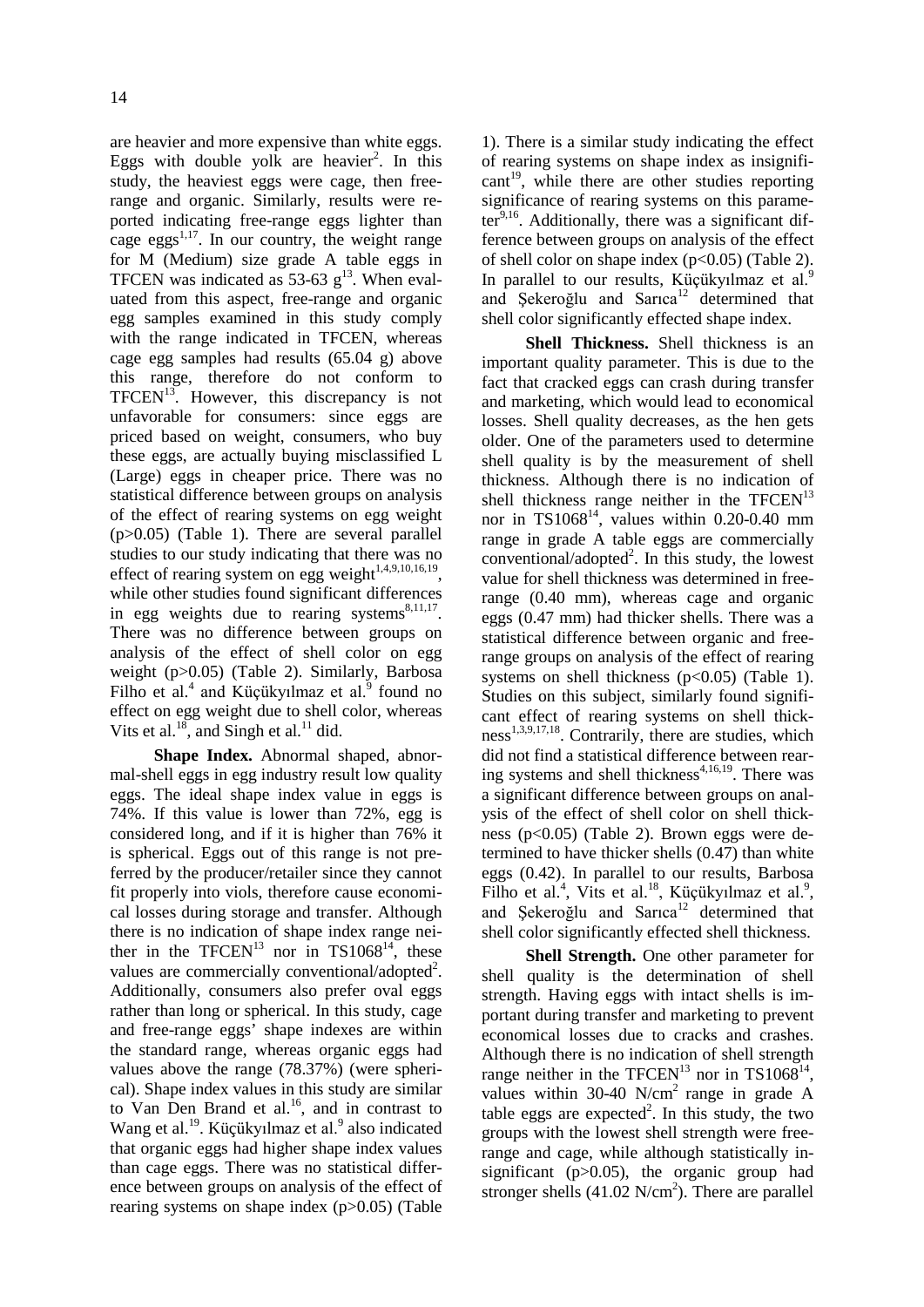are heavier and more expensive than white eggs. Eggs with double yolk are heavier[2]. In this study, the heaviest eggs were cage, then free-range and organic. Similarly, results were reported indicating free-range eggs lighter than cage eggs[1,17]. In our country, the weight range for M (Medium) size grade A table eggs in TFCEN was indicated as 53-63 g[13]. When evaluated from this aspect, free-range and organic egg samples examined in this study comply with the range indicated in TFCEN, whereas cage egg samples had results (65.04 g) above this range, therefore do not conform to TFCEN[13]. However, this discrepancy is not unfavorable for consumers: since eggs are priced based on weight, consumers, who buy these eggs, are actually buying misclassified L (Large) eggs in cheaper price. There was no statistical difference between groups on analysis of the effect of rearing systems on egg weight ($p>0.05$) (Table 1). There are several parallel studies to our study indicating that there was no effect of rearing system on egg weight[1,4,9,10,16,19], while other studies found significant differences in egg weights due to rearing systems[8,11,17]. There was no difference between groups on analysis of the effect of shell color on egg weight ($p>0.05$) (Table 2). Similarly, Barbosa Filho et al.[4] and Küçükyılmaz et al.[9] found no effect on egg weight due to shell color, whereas Vits et al.[18], and Singh et al.[11] did.

**Shape Index.** Abnormal shaped, abnormal-shell eggs in egg industry result low quality eggs. The ideal shape index value in eggs is 74%. If this value is lower than 72%, egg is considered long, and if it is higher than 76% it is spherical. Eggs out of this range is not preferred by the producer/retailer since they cannot fit properly into viols, therefore cause economical losses during storage and transfer. Although there is no indication of shape index range neither in the TFCEN[13] nor in TS1068[14], these values are commercially conventional/adopted[2]. Additionally, consumers also prefer oval eggs rather than long or spherical. In this study, cage and free-range eggs' shape indexes are within the standard range, whereas organic eggs had values above the range (78.37%) (were spherical). Shape index values in this study are similar to Van Den Brand et al.[16], and in contrast to Wang et al.[19]. Küçükyılmaz et al.[9] also indicated that organic eggs had higher shape index values than cage eggs. There was no statistical difference between groups on analysis of the effect of rearing systems on shape index ($p>0.05$) (Table 1). There is a similar study indicating the effect of rearing systems on shape index as insignificant[19], while there are other studies reporting significance of rearing systems on this parameter[9,16]. Additionally, there was a significant difference between groups on analysis of the effect of shell color on shape index ($p<0.05$) (Table 2). In parallel to our results, Küçükyılmaz et al.[9] and Şekeroğlu and Sarıca[12] determined that shell color significantly effected shape index.

**Shell Thickness.** Shell thickness is an important quality parameter. This is due to the fact that cracked eggs can crash during transfer and marketing, which would lead to economical losses. Shell quality decreases, as the hen gets older. One of the parameters used to determine shell quality is by the measurement of shell thickness. Although there is no indication of shell thickness range neither in the TFCEN[13] nor in TS1068[14], values within 0.20-0.40 mm range in grade A table eggs are commercially conventional/adopted[2]. In this study, the lowest value for shell thickness was determined in free-range (0.40 mm), whereas cage and organic eggs (0.47 mm) had thicker shells. There was a statistical difference between organic and free-range groups on analysis of the effect of rearing systems on shell thickness ($p<0.05$) (Table 1). Studies on this subject, similarly found significant effect of rearing systems on shell thickness[1,3,9,17,18]. Contrarily, there are studies, which did not find a statistical difference between rearing systems and shell thickness[4,16,19]. There was a significant difference between groups on analysis of the effect of shell color on shell thickness ($p<0.05$) (Table 2). Brown eggs were determined to have thicker shells (0.47) than white eggs (0.42). In parallel to our results, Barbosa Filho et al.[4], Vits et al.[18], Küçükyılmaz et al.[9], and Şekeroğlu and Sarıca[12] determined that shell color significantly effected shell thickness.

**Shell Strength.** One other parameter for shell quality is the determination of shell strength. Having eggs with intact shells is important during transfer and marketing to prevent economical losses due to cracks and crashes. Although there is no indication of shell strength range neither in the TFCEN[13] nor in TS1068[14], values within 30-40 N/cm$^2$ range in grade A table eggs are expected[2]. In this study, the two groups with the lowest shell strength were free-range and cage, while although statistically insignificant ($p>0.05$), the organic group had stronger shells (41.02 N/cm$^2$). There are parallel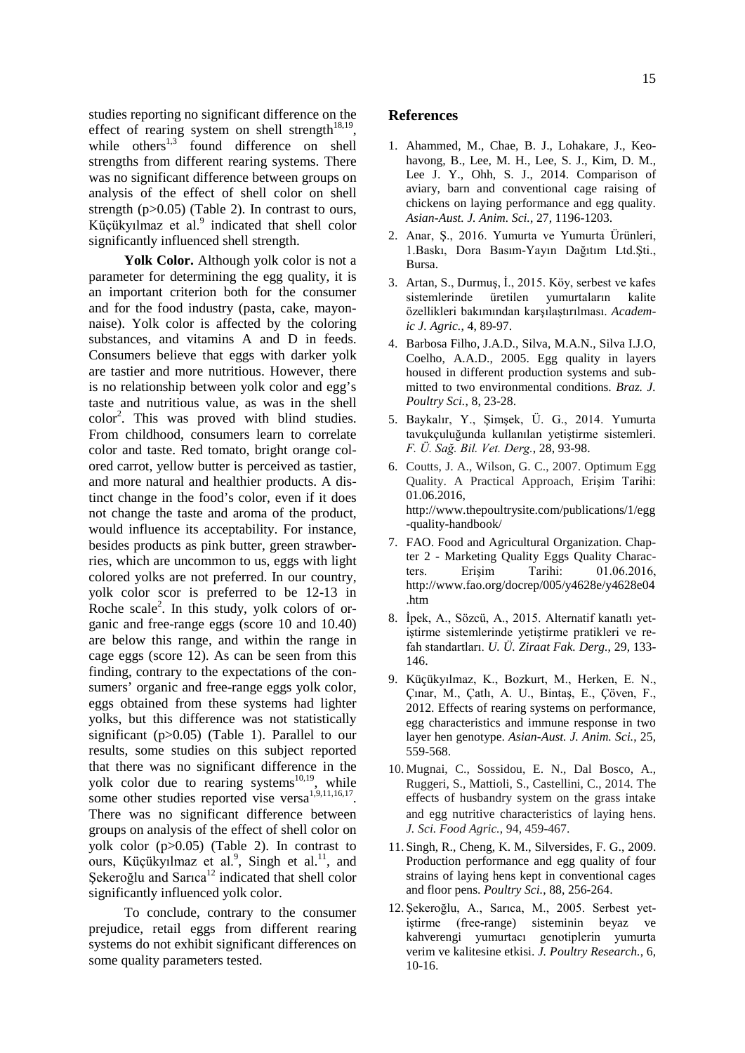studies reporting no significant difference on the effect of rearing system on shell strength[18,19], while others[1,3] found difference on shell strengths from different rearing systems. There was no significant difference between groups on analysis of the effect of shell color on shell strength (p>0.05) (Table 2). In contrast to ours, Küçükyılmaz et al.[9] indicated that shell color significantly influenced shell strength.

**Yolk Color.** Although yolk color is not a parameter for determining the egg quality, it is an important criterion both for the consumer and for the food industry (pasta, cake, mayonnaise). Yolk color is affected by the coloring substances, and vitamins A and D in feeds. Consumers believe that eggs with darker yolk are tastier and more nutritious. However, there is no relationship between yolk color and egg's taste and nutritious value, as was in the shell color[2]. This was proved with blind studies. From childhood, consumers learn to correlate color and taste. Red tomato, bright orange colored carrot, yellow butter is perceived as tastier, and more natural and healthier products. A distinct change in the food's color, even if it does not change the taste and aroma of the product, would influence its acceptability. For instance, besides products as pink butter, green strawberries, which are uncommon to us, eggs with light colored yolks are not preferred. In our country, yolk color scor is preferred to be 12-13 in Roche scale[2]. In this study, yolk colors of organic and free-range eggs (score 10 and 10.40) are below this range, and within the range in cage eggs (score 12). As can be seen from this finding, contrary to the expectations of the consumers' organic and free-range eggs yolk color, eggs obtained from these systems had lighter yolks, but this difference was not statistically significant (p>0.05) (Table 1). Parallel to our results, some studies on this subject reported that there was no significant difference in the yolk color due to rearing systems[10,19], while some other studies reported vise versa[1,9,11,16,17]. There was no significant difference between groups on analysis of the effect of shell color on yolk color (p>0.05) (Table 2). In contrast to ours, Küçükyılmaz et al.[9], Singh et al.[11], and Şekeroğlu and Sarıca[12] indicated that shell color significantly influenced yolk color.

To conclude, contrary to the consumer prejudice, retail eggs from different rearing systems do not exhibit significant differences on some quality parameters tested.

## References

1. Ahammed, M., Chae, B. J., Lohakare, J., Keohavong, B., Lee, M. H., Lee, S. J., Kim, D. M., Lee J. Y., Ohh, S. J., 2014. Comparison of aviary, barn and conventional cage raising of chickens on laying performance and egg quality. *Asian-Aust. J. Anim. Sci.*, 27, 1196-1203.
2. Anar, Ş., 2016. Yumurta ve Yumurta Ürünleri, 1.Baskı, Dora Basım-Yayın Dağıtım Ltd.Şti., Bursa.
3. Artan, S., Durmuş, İ., 2015. Köy, serbest ve kafes sistemlerinde üretilen yumurtaların kalite özellikleri bakımından karşılaştırılması. *Academic J. Agric.*, 4, 89-97.
4. Barbosa Filho, J.A.D., Silva, M.A.N., Silva I.J.O, Coelho, A.A.D., 2005. Egg quality in layers housed in different production systems and submitted to two environmental conditions. *Braz. J. Poultry Sci.*, 8, 23-28.
5. Baykalır, Y., Şimşek, Ü. G., 2014. Yumurta tavukçuluğunda kullanılan yetiştirme sistemleri. *F. Ü. Sağ. Bil. Vet. Derg.*, 28, 93-98.
6. Coutts, J. A., Wilson, G. C., 2007. Optimum Egg Quality. A Practical Approach, Erişim Tarihi: 01.06.2016, http://www.thepoultrysite.com/publications/1/egg-quality-handbook/
7. FAO. Food and Agricultural Organization. Chapter 2 - Marketing Quality Eggs Quality Characters. Erişim Tarihi: 01.06.2016, http://www.fao.org/docrep/005/y4628e/y4628e04.htm
8. İpek, A., Sözcü, A., 2015. Alternatif kanatlı yetiştirme sistemlerinde yetiştirme pratikleri ve refah standartları. *U. Ü. Ziraat Fak. Derg.*, 29, 133-146.
9. Küçükyılmaz, K., Bozkurt, M., Herken, E. N., Çınar, M., Çatlı, A. U., Bintaş, E., Çöven, F., 2012. Effects of rearing systems on performance, egg characteristics and immune response in two layer hen genotype. *Asian-Aust. J. Anim. Sci.*, 25, 559-568.
10. Mugnai, C., Sossidou, E. N., Dal Bosco, A., Ruggeri, S., Mattioli, S., Castellini, C., 2014. The effects of husbandry system on the grass intake and egg nutritive characteristics of laying hens. *J. Sci. Food Agric.*, 94, 459-467.
11. Singh, R., Cheng, K. M., Silversides, F. G., 2009. Production performance and egg quality of four strains of laying hens kept in conventional cages and floor pens. *Poultry Sci.*, 88, 256-264.
12. Şekeroğlu, A., Sarıca, M., 2005. Serbest yetiştirme (free-range) sisteminin beyaz ve kahverengi yumurtacı genotiplerin yumurta verim ve kalitesine etkisi. *J. Poultry Research.*, 6, 10-16.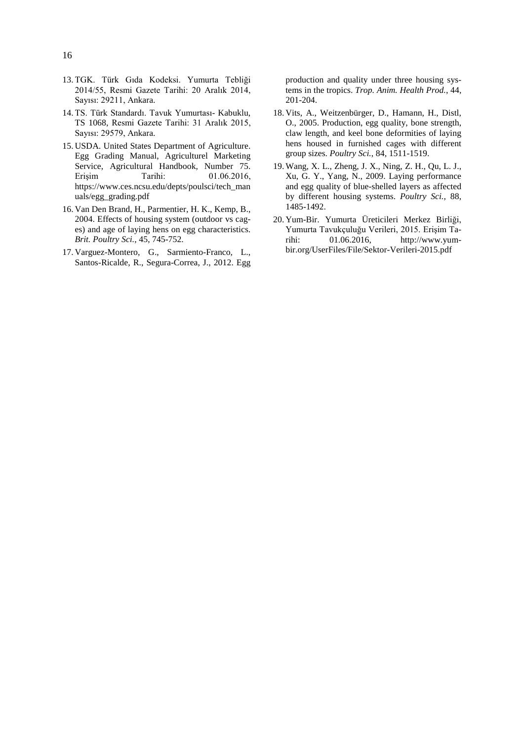13. TGK. Türk Gıda Kodeksi. Yumurta Tebliği 2014/55, Resmi Gazete Tarihi: 20 Aralık 2014, Sayısı: 29211, Ankara.
14. TS. Türk Standardı. Tavuk Yumurtası- Kabuklu, TS 1068, Resmi Gazete Tarihi: 31 Aralık 2015, Sayısı: 29579, Ankara.
15. USDA. United States Department of Agriculture. Egg Grading Manual, Agriculturel Marketing Service, Agricultural Handbook, Number 75. Erişim Tarihi: 01.06.2016, https://www.ces.ncsu.edu/depts/poulsci/tech_manuals/egg_grading.pdf
16. Van Den Brand, H., Parmentier, H. K., Kemp, B., 2004. Effects of housing system (outdoor vs cages) and age of laying hens on egg characteristics. *Brit. Poultry Sci.*, 45, 745-752.
17. Varguez-Montero, G., Sarmiento-Franco, L., Santos-Ricalde, R., Segura-Correa, J., 2012. Egg production and quality under three housing systems in the tropics. *Trop. Anim. Health Prod.*, 44, 201-204.
18. Vits, A., Weitzenbürger, D., Hamann, H., Distl, O., 2005. Production, egg quality, bone strength, claw length, and keel bone deformities of laying hens housed in furnished cages with different group sizes. *Poultry Sci.*, 84, 1511-1519.
19. Wang, X. L., Zheng, J. X., Ning, Z. H., Qu, L. J., Xu, G. Y., Yang, N., 2009. Laying performance and egg quality of blue-shelled layers as affected by different housing systems. *Poultry Sci.*, 88, 1485-1492.
20. Yum-Bir. Yumurta Üreticileri Merkez Birliği, Yumurta Tavukçuluğu Verileri, 2015. Erişim Tarihi: 01.06.2016, http://www.yum-bir.org/UserFiles/File/Sektor-Verileri-2015.pdf